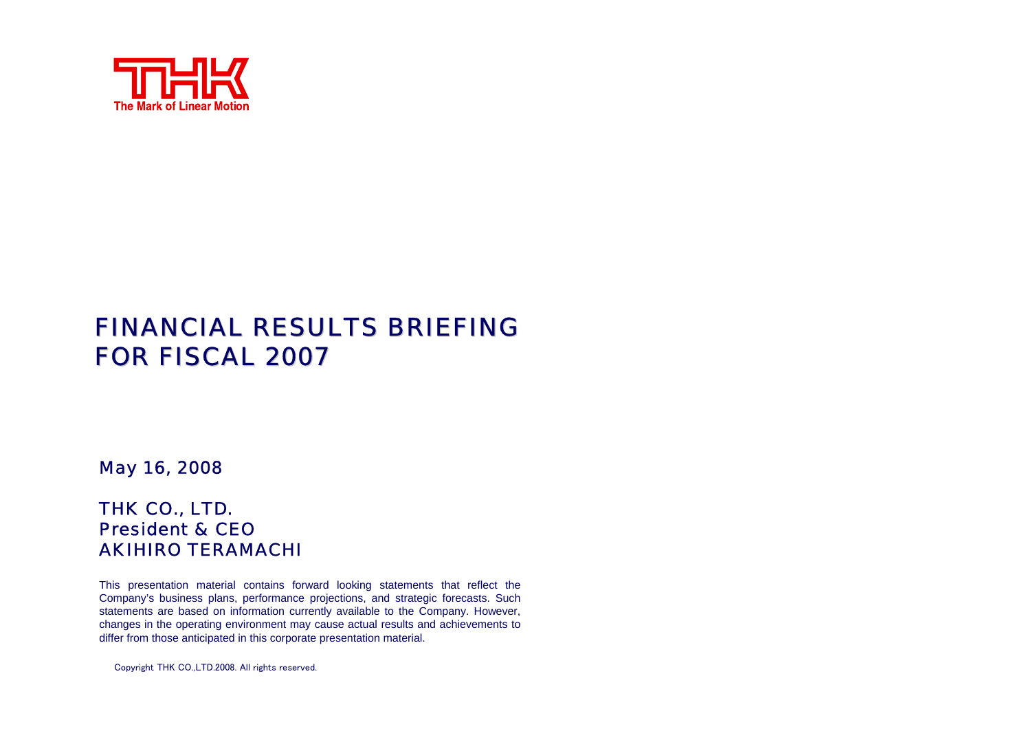THK

The Mark of Linear Motion

# FINANCIAL RESULTS BRIEFING FOR FISCAL 2007

May 16, 2008

THK CO., LTD.
President & CEO
AKIHIRO TERAMACHI

This presentation material contains forward looking statements that reflect the Company's business plans, performance projections, and strategic forecasts. Such statements are based on information currently available to the Company. However, changes in the operating environment may cause actual results and achievements to differ from those anticipated in this corporate presentation material.

Copyright THK CO.,LTD.2008. All rights reserved.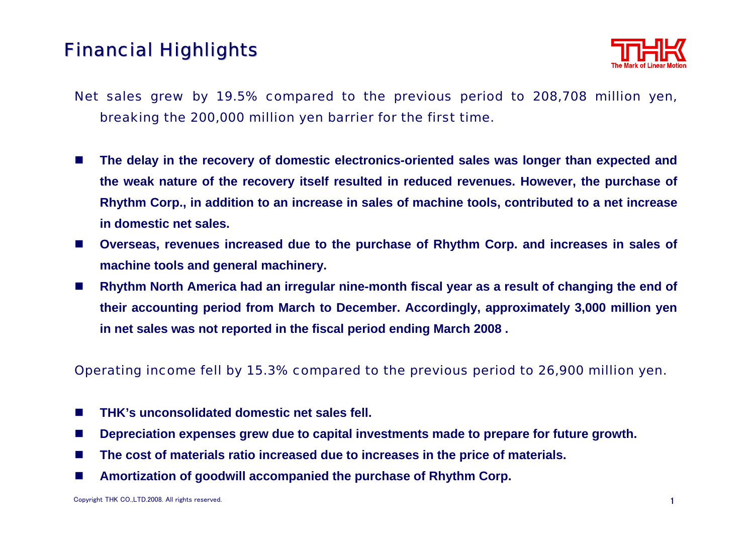# Financial Highlights

Net sales grew by 19.5% compared to the previous period to 208,708 million yen, breaking the 200,000 million yen barrier for the first time.

- **The delay in the recovery of domestic electronics-oriented sales was longer than expected and the weak nature of the recovery itself resulted in reduced revenues. However, the purchase of Rhythm Corp., in addition to an increase in sales of machine tools, contributed to a net increase in domestic net sales.**
- **Overseas, revenues increased due to the purchase of Rhythm Corp. and increases in sales of machine tools and general machinery.**
- **Rhythm North America had an irregular nine-month fiscal year as a result of changing the end of their accounting period from March to December. Accordingly, approximately 3,000 million yen in net sales was not reported in the fiscal period ending March 2008 .**

Operating income fell by 15.3% compared to the previous period to 26,900 million yen.

- **THK's unconsolidated domestic net sales fell.**
- **Depreciation expenses grew due to capital investments made to prepare for future growth.**
- **The cost of materials ratio increased due to increases in the price of materials.**
- **Amortization of goodwill accompanied the purchase of Rhythm Corp.**

Copyright THK CO.,LTD.2008. All rights reserved.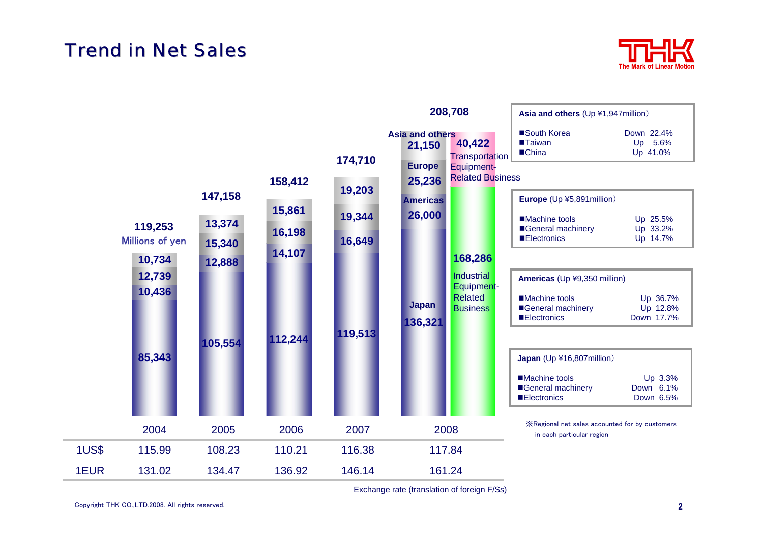# Trend in Net Sales

Millions of yen

| | 2004 | 2005 | 2006 | 2007 | 2008 |
|---|---|---|---|---|---|
| Asia and others | 10,734 | 13,374 | 15,861 | 19,203 | 21,150 |
| Europe | 12,739 | 15,340 | 16,198 | 19,344 | 25,236 |
| Americas | 10,436 | 12,888 | 14,107 | 16,649 | 26,000 |
| Japan | 85,343 | 105,554 | 112,244 | 119,513 | 136,321 |
| Total | 119,253 | 147,158 | 158,412 | 174,710 | 208,708 |

2008 by business:

- Transportation Equipment-Related Business: 40,422
- Industrial Equipment-Related Business: 168,286

| | 2004 | 2005 | 2006 | 2007 | 2008 |
|---|---|---|---|---|---|
| 1US$ | 115.99 | 108.23 | 110.21 | 116.38 | 117.84 |
| 1EUR | 131.02 | 134.47 | 136.92 | 146.14 | 161.24 |

Exchange rate (translation of foreign F/Ss)

**Asia and others** (Up ¥1,947million)

| | |
|---|---|
| ■South Korea | Down 22.4% |
| ■Taiwan | Up 5.6% |
| ■China | Up 41.0% |

**Europe** (Up ¥5,891million)

| | |
|---|---|
| ■Machine tools | Up 25.5% |
| ■General machinery | Up 33.2% |
| ■Electronics | Up 14.7% |

**Americas** (Up ¥9,350 million)

| | |
|---|---|
| ■Machine tools | Up 36.7% |
| ■General machinery | Up 12.8% |
| ■Electronics | Down 17.7% |

**Japan** (Up ¥16,807million)

| | |
|---|---|
| ■Machine tools | Up 3.3% |
| ■General machinery | Down 6.1% |
| ■Electronics | Down 6.5% |

※Regional net sales accounted for by customers in each particular region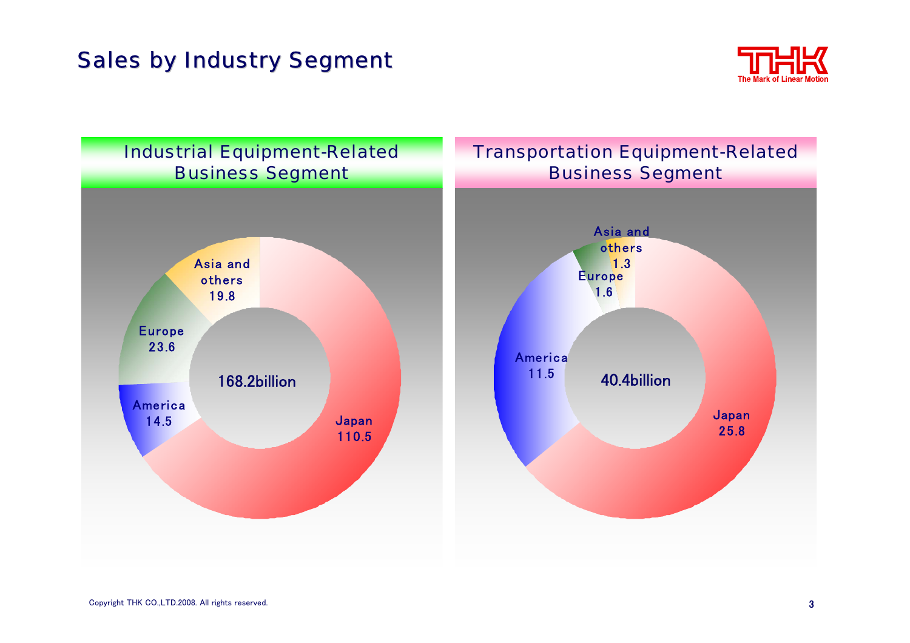# Sales by Industry Segment

## Industrial Equipment-Related Business Segment

168.2billion

- Japan 110.5
- America 14.5
- Europe 23.6
- Asia and others 19.8

## Transportation Equipment-Related Business Segment

40.4billion

- Japan 25.8
- America 11.5
- Europe 1.6
- Asia and others 1.3

Copyright THK CO.,LTD.2008. All rights reserved.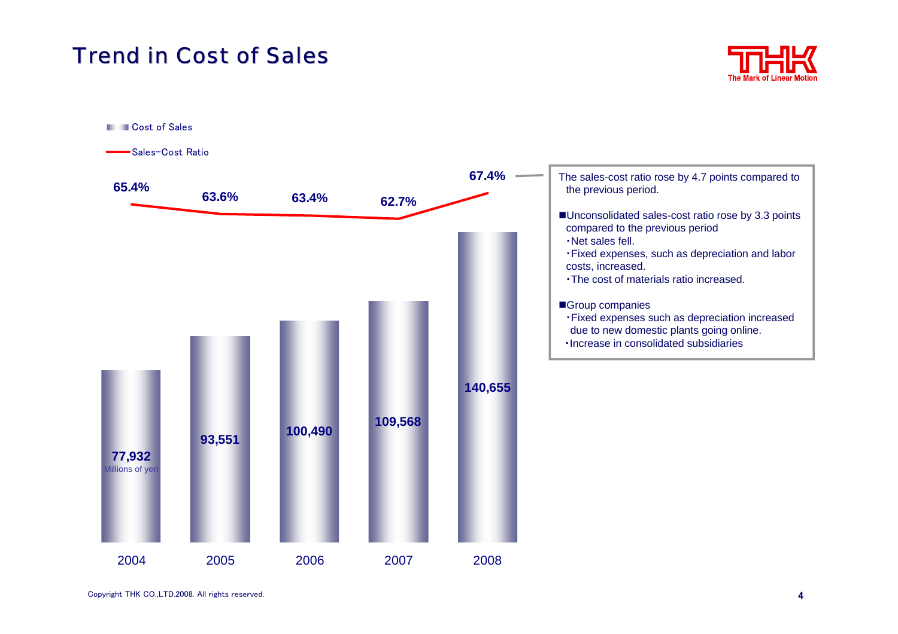# Trend in Cost of Sales

Cost of Sales

Sales-Cost Ratio

| | 2004 | 2005 | 2006 | 2007 | 2008 |
|---|---|---|---|---|---|
| Cost of Sales (Millions of yen) | 77,932 | 93,551 | 100,490 | 109,568 | 140,655 |
| Sales-Cost Ratio | 65.4% | 63.6% | 63.4% | 62.7% | 67.4% |

The sales-cost ratio rose by 4.7 points compared to the previous period.

■Unconsolidated sales-cost ratio rose by 3.3 points compared to the previous period
- ・Net sales fell.
- ・Fixed expenses, such as depreciation and labor costs, increased.
- ・The cost of materials ratio increased.

■Group companies
- ・Fixed expenses such as depreciation increased due to new domestic plants going online.
- ・Increase in consolidated subsidiaries

Copyright THK CO.,LTD.2008. All rights reserved.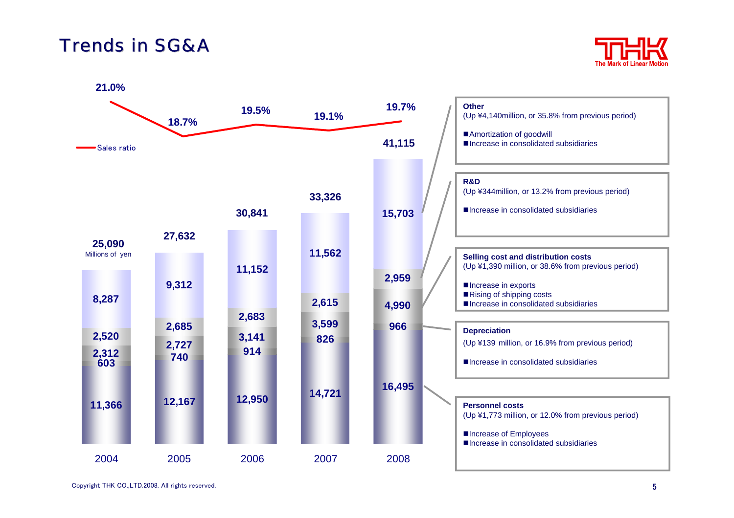# Trends in SG&A

Millions of yen

| | 2004 | 2005 | 2006 | 2007 | 2008 |
|---|---|---|---|---|---|
| Other | 8,287 | 9,312 | 11,152 | 11,562 | 15,703 |
| R&D | 2,520 | 2,685 | 2,683 | 2,615 | 2,959 |
| Selling cost and distribution costs | 2,312 | 2,727 | 3,141 | 3,599 | 4,990 |
| Depreciation | 603 | 740 | 914 | 826 | 966 |
| Personnel costs | 11,366 | 12,167 | 12,950 | 14,721 | 16,495 |
| Total | 25,090 | 27,632 | 30,841 | 33,326 | 41,115 |
| Sales ratio | 21.0% | 18.7% | 19.5% | 19.1% | 19.7% |

**Other**
(Up ¥4,140million, or 35.8% from previous period)

- Amortization of goodwill
- Increase in consolidated subsidiaries

**R&D**
(Up ¥344million, or 13.2% from previous period)

- Increase in consolidated subsidiaries

**Selling cost and distribution costs**
(Up ¥1,390 million, or 38.6% from previous period)

- Increase in exports
- Rising of shipping costs
- Increase in consolidated subsidiaries

**Depreciation**
(Up ¥139 million, or 16.9% from previous period)

- Increase in consolidated subsidiaries

**Personnel costs**
(Up ¥1,773 million, or 12.0% from previous period)

- Increase of Employees
- Increase in consolidated subsidiaries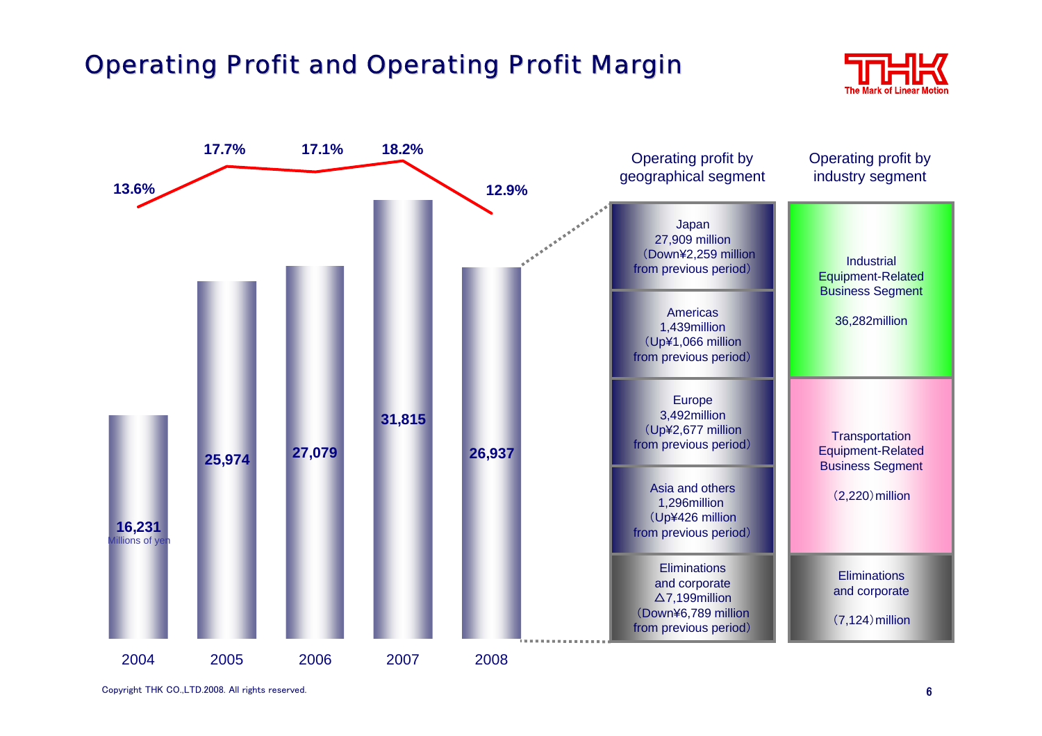# Operating Profit and Operating Profit Margin

| | 2004 | 2005 | 2006 | 2007 | 2008 |
|---|---|---|---|---|---|
| Operating profit (Millions of yen) | 16,231 | 25,974 | 27,079 | 31,815 | 26,937 |
| Operating profit margin | 13.6% | 17.7% | 17.1% | 18.2% | 12.9% |

**Operating profit by geographical segment**

| Segment | Operating profit |
|---|---|
| Japan | 27,909 million (Down¥2,259 million from previous period) |
| Americas | 1,439million (Up¥1,066 million from previous period) |
| Europe | 3,492million (Up¥2,677 million from previous period) |
| Asia and others | 1,296million (Up¥426 million from previous period) |
| Eliminations and corporate | △7,199million (Down¥6,789 million from previous period) |

**Operating profit by industry segment**

| Segment | Operating profit |
|---|---|
| Industrial Equipment-Related Business Segment | 36,282million |
| Transportation Equipment-Related Business Segment | (2,220) million |
| Eliminations and corporate | (7,124) million |

Copyright THK CO.,LTD.2008. All rights reserved.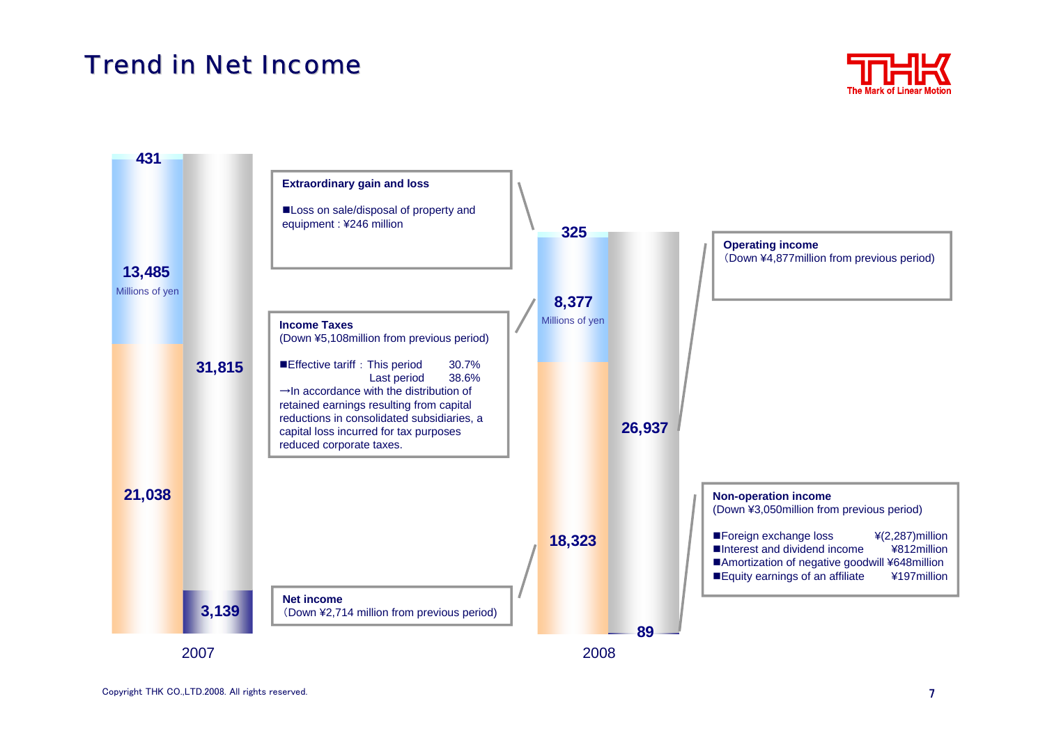# Trend in Net Income

| | 2007 | 2008 |
|---|---|---|
| Extraordinary gain and loss | 431 | 325 |
| Income taxes (Millions of yen) | 13,485 | 8,377 |
| Net income | 21,038 | 18,323 |
| Operating income | 31,815 | 26,937 |
| Non-operation income | 3,139 | 89 |

**Extraordinary gain and loss**

■Loss on sale/disposal of property and equipment : ¥246 million

**Income Taxes**
(Down ¥5,108million from previous period)

■Effective tariff：This period 30.7%
Last period 38.6%
→In accordance with the distribution of retained earnings resulting from capital reductions in consolidated subsidiaries, a capital loss incurred for tax purposes reduced corporate taxes.

**Net income**
（Down ¥2,714 million from previous period)

**Operating income**
（Down ¥4,877million from previous period)

**Non-operation income**
(Down ¥3,050million from previous period)

■Foreign exchange loss ¥(2,287)million
■Interest and dividend income ¥812million
■Amortization of negative goodwill ¥648million
■Equity earnings of an affiliate ¥197million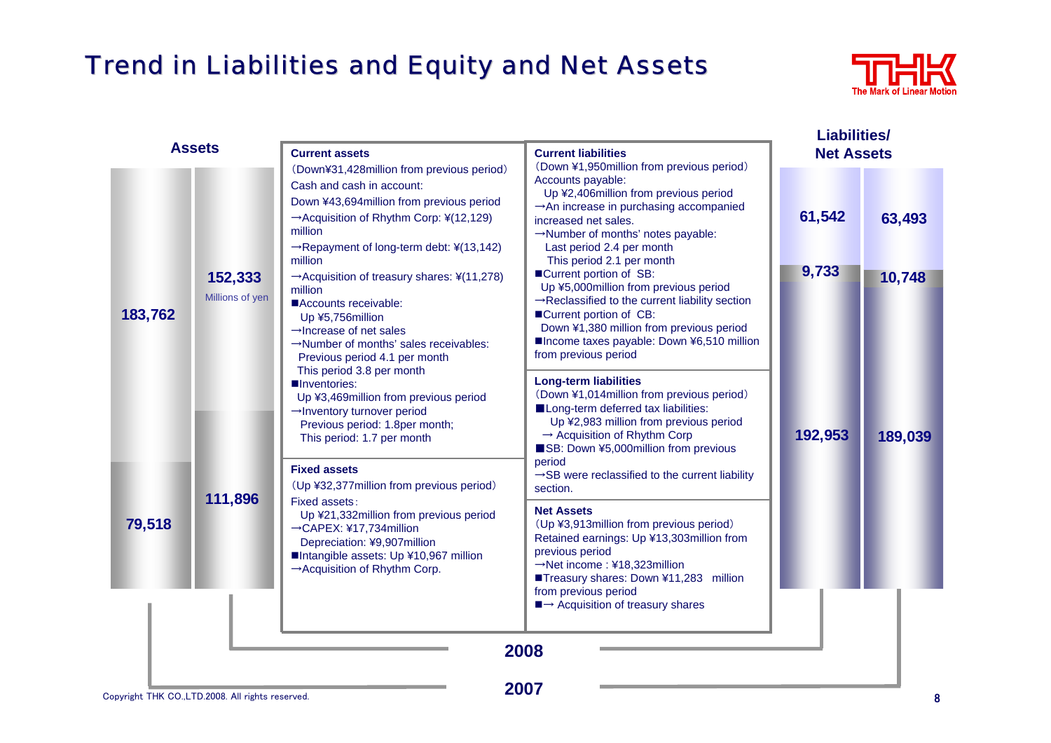# Trend in Liabilities and Equity and Net Assets

## Assets

| | 2007 | 2008 |
|---|---|---|
| Current assets | 183,762 | 152,333 |
| Fixed assets | 79,518 | 111,896 |

Millions of yen

## Liabilities/ Net Assets

| | 2007 | 2008 |
|---|---|---|
| Current liabilities | 63,493 | 61,542 |
| Long-term liabilities | 10,748 | 9,733 |
| Net Assets | 189,039 | 192,953 |

**Current assets**

(Down¥31,428million from previous period)

Cash and cash in account:

Down ¥43,694million from previous period

→Acquisition of Rhythm Corp: ¥(12,129) million

→Repayment of long-term debt: ¥(13,142) million

→Acquisition of treasury shares: ¥(11,278) million

■Accounts receivable:
Up ¥5,756million
→Increase of net sales
→Number of months' sales receivables:
Previous period 4.1 per month
This period 3.8 per month

■Inventories:
Up ¥3,469million from previous period
→Inventory turnover period
Previous period: 1.8per month;
This period: 1.7 per month

**Fixed assets**

(Up ¥32,377million from previous period)

Fixed assets:
Up ¥21,332million from previous period
→CAPEX: ¥17,734million
Depreciation: ¥9,907million

■Intangible assets: Up ¥10,967 million
→Acquisition of Rhythm Corp.

**Current liabilities**

(Down ¥1,950million from previous period)

Accounts payable:
Up ¥2,406million from previous period
→An increase in purchasing accompanied increased net sales.
→Number of months' notes payable:
Last period 2.4 per month
This period 2.1 per month

■Current portion of SB:
Up ¥5,000million from previous period
→Reclassified to the current liability section

■Current portion of CB:
Down ¥1,380 million from previous period

■Income taxes payable: Down ¥6,510 million from previous period

**Long-term liabilities**

(Down ¥1,014million from previous period)

■Long-term deferred tax liabilities:
Up ¥2,983 million from previous period
→ Acquisition of Rhythm Corp

■SB: Down ¥5,000million from previous period
→SB were reclassified to the current liability section.

**Net Assets**

(Up ¥3,913million from previous period)

Retained earnings: Up ¥13,303million from previous period
→Net income : ¥18,323million

■Treasury shares: Down ¥11,283 million from previous period

■→ Acquisition of treasury shares

Copyright THK CO.,LTD.2008. All rights reserved.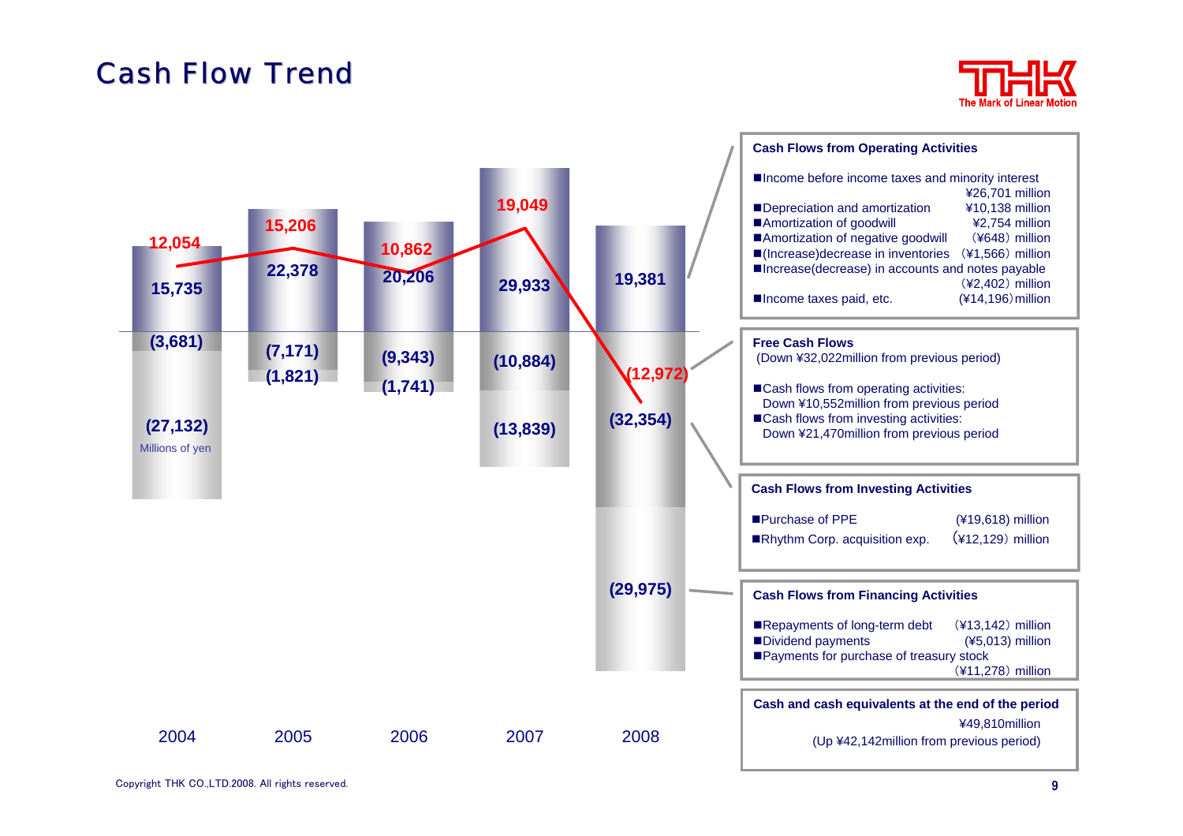# Cash Flow Trend

Millions of yen

| | 2004 | 2005 | 2006 | 2007 | 2008 |
|---|---|---|---|---|---|
| Free cash flows | 12,054 | 15,206 | 10,862 | 19,049 | (12,972) |
| Cash flows from operating activities | 15,735 | 22,378 | 20,206 | 29,933 | 19,381 |
| Cash flows from investing activities | (3,681) | (7,171) | (9,343) | (10,884) | (32,354) |
| Cash flows from financing activities | (27,132) | (1,821) | (1,741) | (13,839) | (29,975) |

**Cash Flows from Operating Activities**

- Income before income taxes and minority interest ¥26,701 million
- Depreciation and amortization ¥10,138 million
- Amortization of goodwill ¥2,754 million
- Amortization of negative goodwill (¥648) million
- (Increase)decrease in inventories (¥1,566) million
- Increase(decrease) in accounts and notes payable (¥2,402) million
- Income taxes paid, etc. (¥14,196) million

**Free Cash Flows**

(Down ¥32,022million from previous period)

- Cash flows from operating activities: Down ¥10,552million from previous period
- Cash flows from investing activities: Down ¥21,470million from previous period

**Cash Flows from Investing Activities**

- Purchase of PPE (¥19,618) million
- Rhythm Corp. acquisition exp. (¥12,129) million

**Cash Flows from Financing Activities**

- Repayments of long-term debt (¥13,142) million
- Dividend payments (¥5,013) million
- Payments for purchase of treasury stock (¥11,278) million

**Cash and cash equivalents at the end of the period**

¥49,810million

(Up ¥42,142million from previous period)

Copyright THK CO.,LTD.2008. All rights reserved.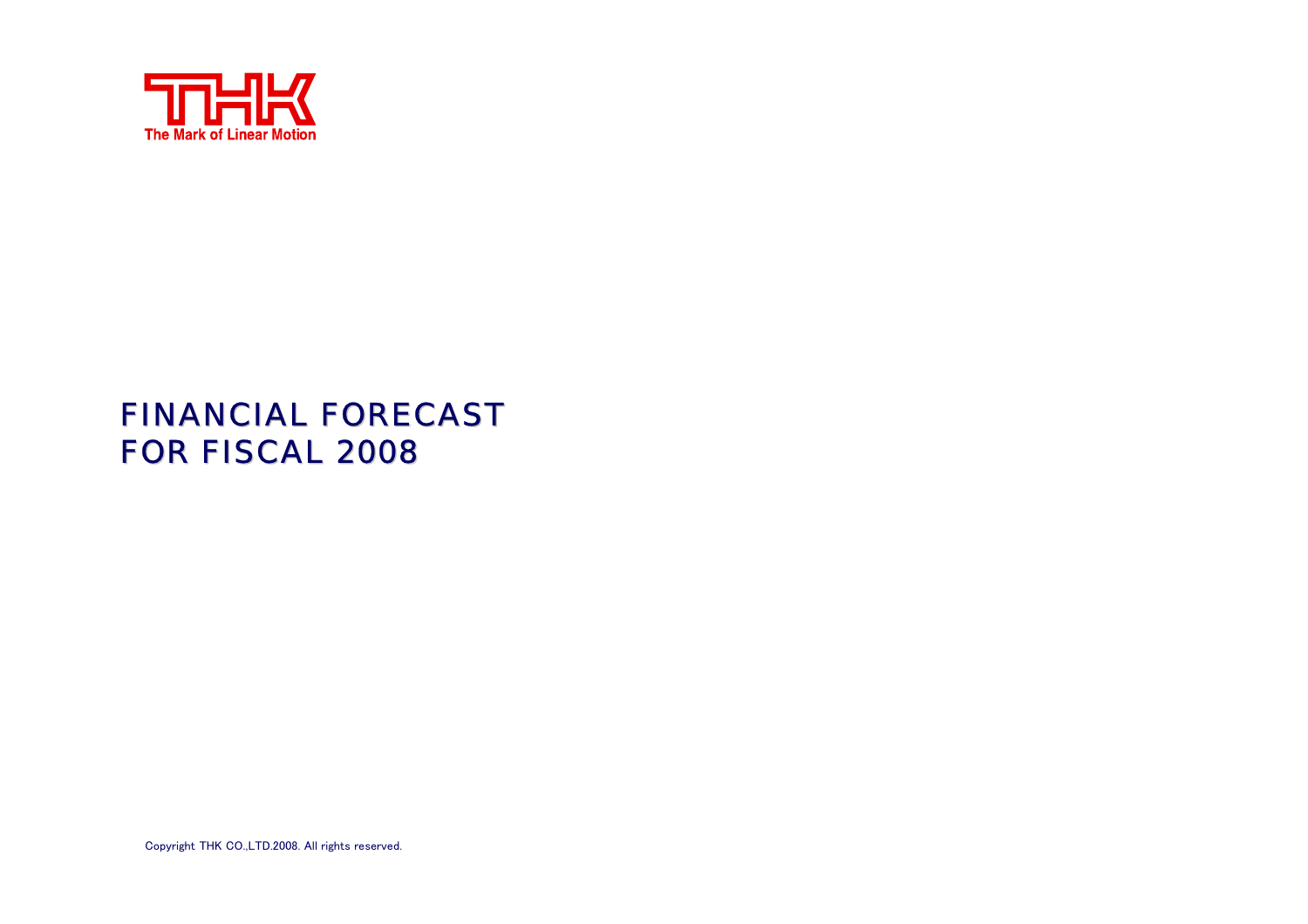THK

The Mark of Linear Motion

# FINANCIAL FORECAST FOR FISCAL 2008

Copyright THK CO.,LTD.2008. All rights reserved.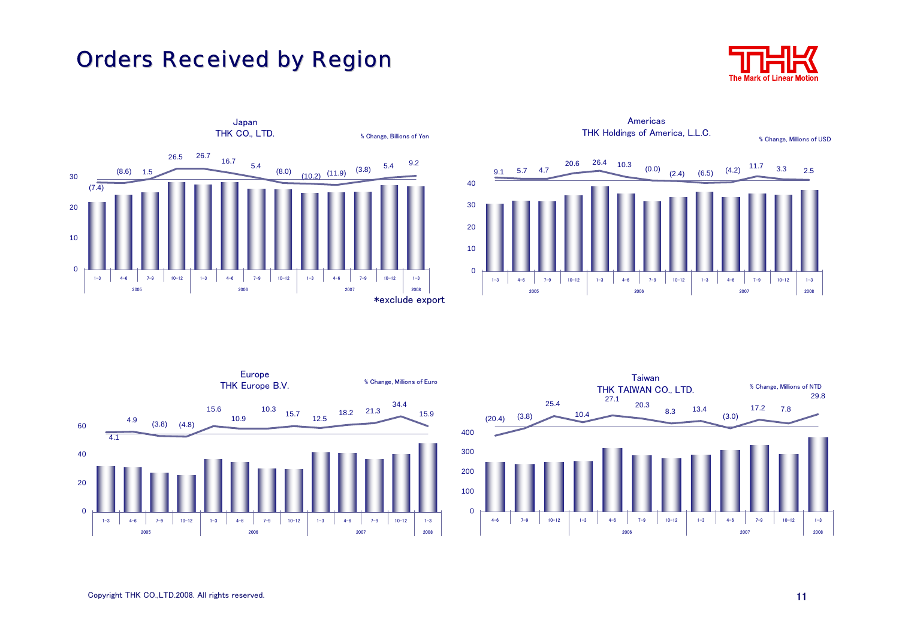# Orders Received by Region

## Japan
THK CO., LTD.

% Change, Billions of Yen

| Year | Quarter | % Change |
|---|---|---|
| 2005 | 1-3 | (7.4) |
| | 4-6 | (8.6) |
| | 7-9 | 1.5 |
| | 10-12 | 26.5 |
| 2006 | 1-3 | 26.7 |
| | 4-6 | 16.7 |
| | 7-9 | 5.4 |
| | 10-12 | (8.0) |
| 2007 | 1-3 | (10.2) |
| | 4-6 | (11.9) |
| | 7-9 | (3.8) |
| | 10-12 | 5.4 |
| 2008 | 1-3 | 9.2 |

*exclude export

## Americas
THK Holdings of America, L.L.C.

% Change, Millions of USD

| Year | Quarter | % Change |
|---|---|---|
| 2005 | 1-3 | 9.1 |
| | 4-6 | 5.7 |
| | 7-9 | 4.7 |
| | 10-12 | 20.6 |
| 2006 | 1-3 | 26.4 |
| | 4-6 | 10.3 |
| | 7-9 | (0.0) |
| | 10-12 | (2.4) |
| 2007 | 1-3 | (6.5) |
| | 4-6 | (4.2) |
| | 7-9 | 11.7 |
| | 10-12 | 3.3 |
| 2008 | 1-3 | 2.5 |

## Europe
THK Europe B.V.

% Change, Millions of Euro

| Year | Quarter | % Change |
|---|---|---|
| 2005 | 1-3 | 4.1 |
| | 4-6 | 4.9 |
| | 7-9 | (3.8) |
| | 10-12 | (4.8) |
| 2006 | 1-3 | 15.6 |
| | 4-6 | 10.9 |
| | 7-9 | 10.3 |
| | 10-12 | 15.7 |
| 2007 | 1-3 | 12.5 |
| | 4-6 | 18.2 |
| | 7-9 | 21.3 |
| | 10-12 | 34.4 |
| 2008 | 1-3 | 15.9 |

## Taiwan
THK TAIWAN CO., LTD.

% Change, Millions of NTD

| Year | Quarter | % Change |
|---|---|---|
| 2005 | 4-6 | (20.4) |
| | 7-9 | (3.8) |
| | 10-12 | 25.4 |
| 2006 | 1-3 | 10.4 |
| | 4-6 | 27.1 |
| | 7-9 | 20.3 |
| | 10-12 | 8.3 |
| 2007 | 1-3 | 13.4 |
| | 4-6 | (3.0) |
| | 7-9 | 17.2 |
| | 10-12 | 7.8 |
| 2008 | 1-3 | 29.8 |

Copyright THK CO.,LTD.2008. All rights reserved.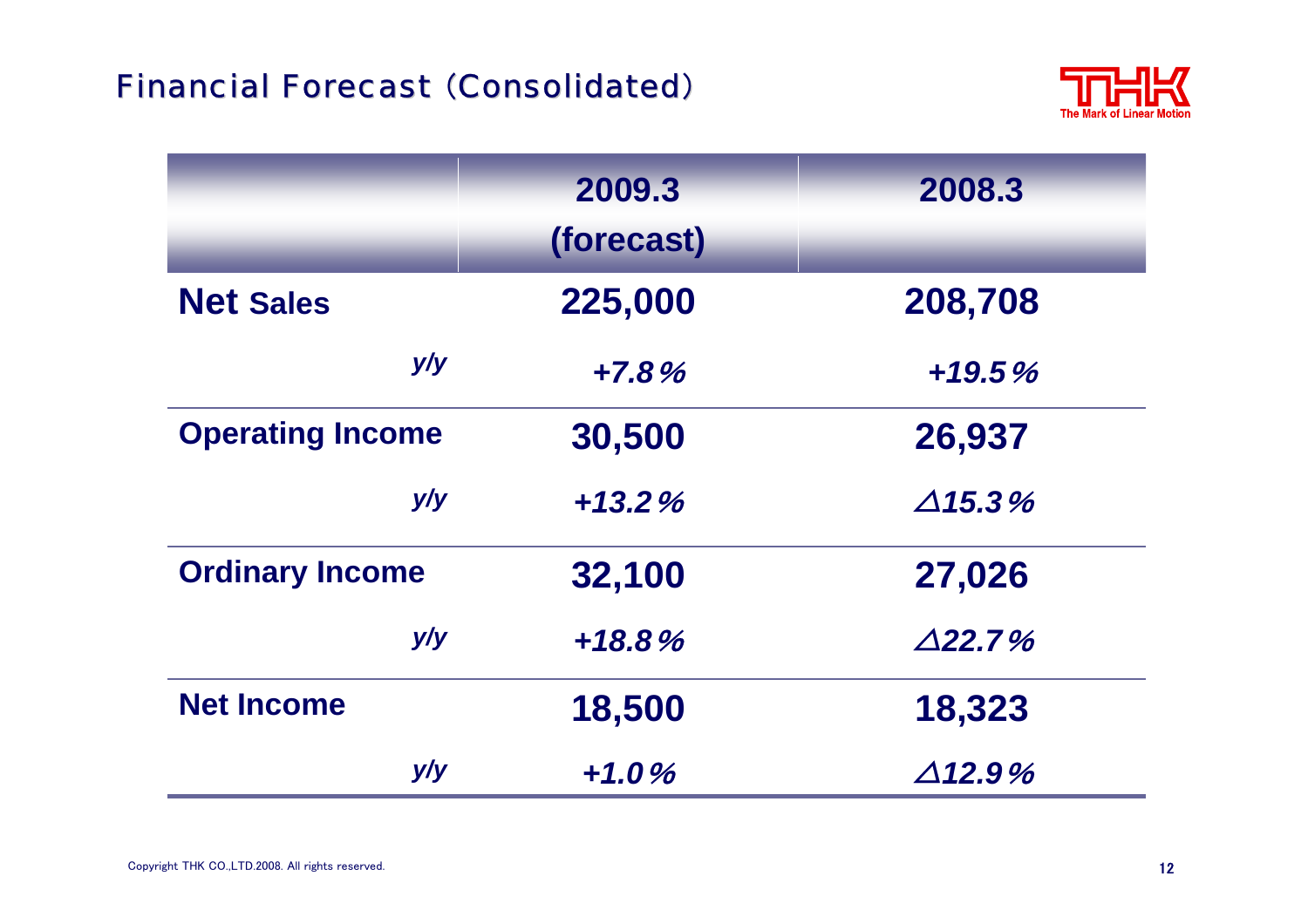# Financial Forecast (Consolidated)

THK — The Mark of Linear Motion

| | 2009.3 (forecast) | 2008.3 |
|---|---|---|
| **Net Sales** | **225,000** | **208,708** |
| *y/y* | *+7.8%* | *+19.5%* |
| **Operating Income** | **30,500** | **26,937** |
| *y/y* | *+13.2%* | *△15.3%* |
| **Ordinary Income** | **32,100** | **27,026** |
| *y/y* | *+18.8%* | *△22.7%* |
| **Net Income** | **18,500** | **18,323** |
| *y/y* | *+1.0%* | *△12.9%* |

Copyright THK CO.,LTD.2008. All rights reserved.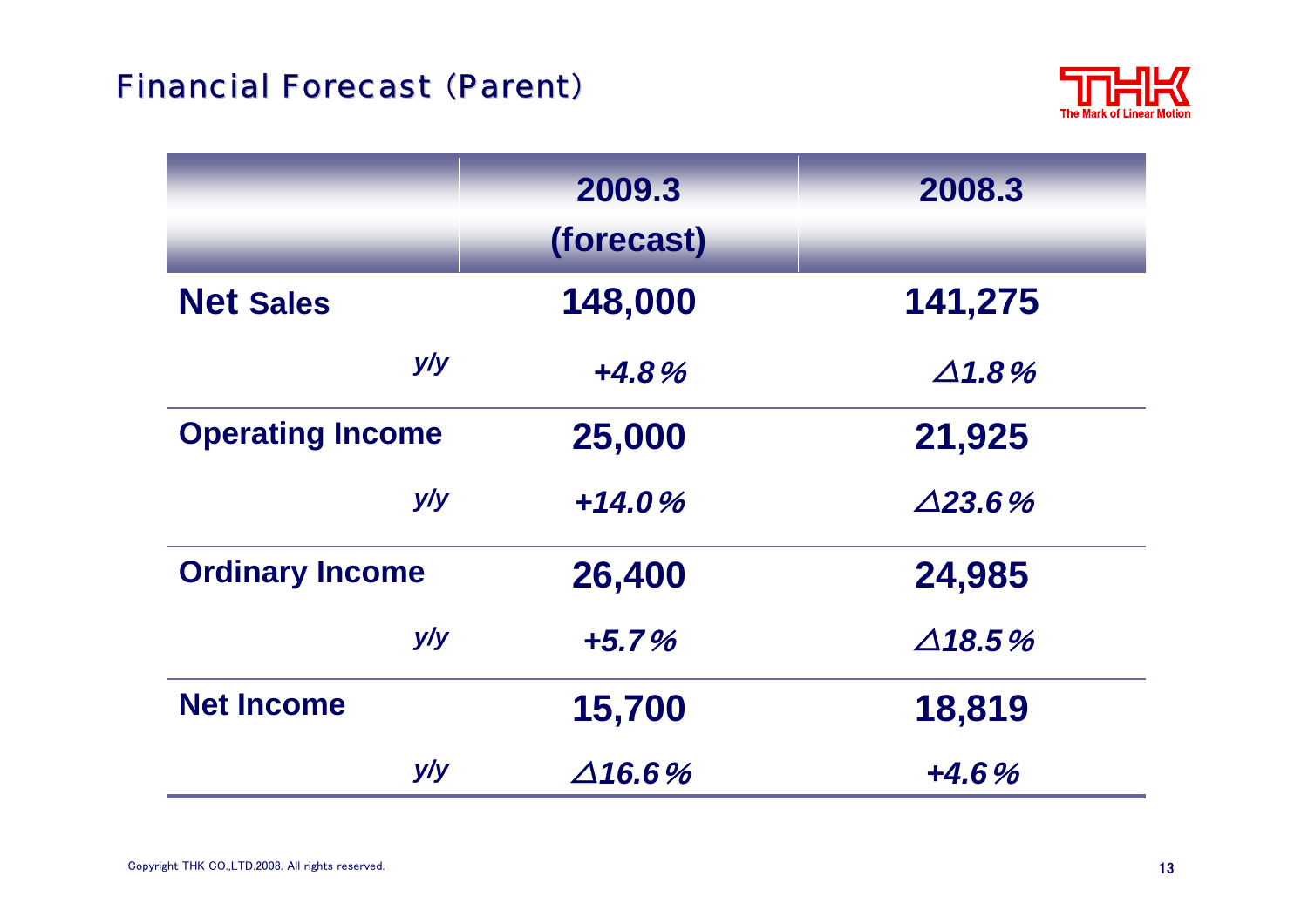# Financial Forecast (Parent)

| | 2009.3 (forecast) | 2008.3 |
|---|---|---|
| **Net Sales** | **148,000** | **141,275** |
| *y/y* | *+4.8%* | *△1.8%* |
| **Operating Income** | **25,000** | **21,925** |
| *y/y* | *+14.0%* | *△23.6%* |
| **Ordinary Income** | **26,400** | **24,985** |
| *y/y* | *+5.7%* | *△18.5%* |
| **Net Income** | **15,700** | **18,819** |
| *y/y* | *△16.6%* | *+4.6%* |